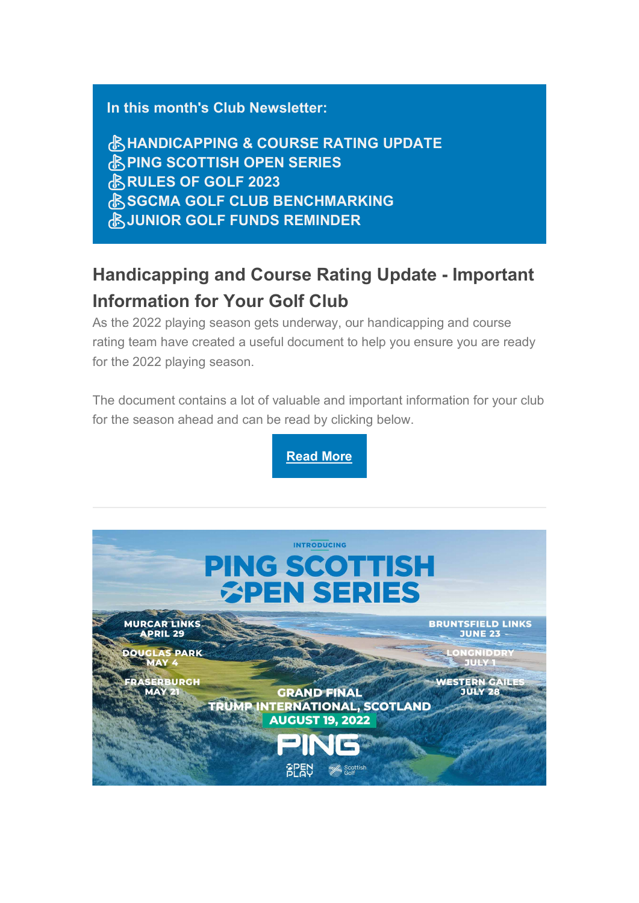**In this month's Club Newsletter:**

- HANDICAPPING & COURSE RATING UPDATE
- PING SCOTTISH OPEN SERIES
- RULES OF GOLF 2023
- SGCMA GOLF CLUB BENCHMARKING
- JUNIOR GOLF FUNDS REMINDER

## Handicapping and Course Rating Update - Important Information for Your Golf Club

As the 2022 playing season gets underway, our handicapping and course rating team have created a useful document to help you ensure you are ready for the 2022 playing season.

The document contains a lot of valuable and important information for your club for the season ahead and can be read by clicking below.

**Read More**

---

INTRODUCING

PING SCOTTISH OPEN SERIES

MURCAR LINKS APRIL 29

DOUGLAS PARK MAY 4

FRASERBURGH MAY 21

BRUNTSFIELD LINKS JUNE 23

LONGNIDDRY JULY 1

WESTERN GAILES JULY 28

GRAND FINAL TRUMP INTERNATIONAL, SCOTLAND AUGUST 19, 2022

PING

OPEN PLAY Scottish Golf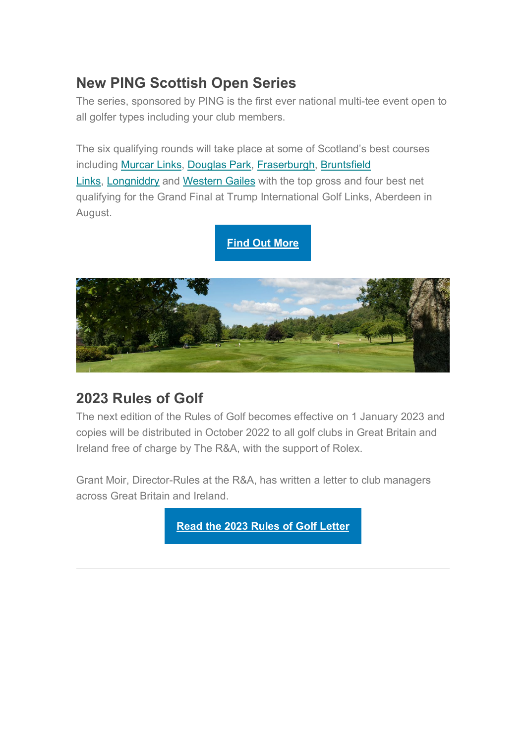## New PING Scottish Open Series

The series, sponsored by PING is the first ever national multi-tee event open to all golfer types including your club members.

The six qualifying rounds will take place at some of Scotland's best courses including Murcar Links, Douglas Park, Fraserburgh, Bruntsfield Links, Longniddry and Western Gailes with the top gross and four best net qualifying for the Grand Final at Trump International Golf Links, Aberdeen in August.

**Find Out More**

## 2023 Rules of Golf

The next edition of the Rules of Golf becomes effective on 1 January 2023 and copies will be distributed in October 2022 to all golf clubs in Great Britain and Ireland free of charge by The R&A, with the support of Rolex.

Grant Moir, Director-Rules at the R&A, has written a letter to club managers across Great Britain and Ireland.

**Read the 2023 Rules of Golf Letter**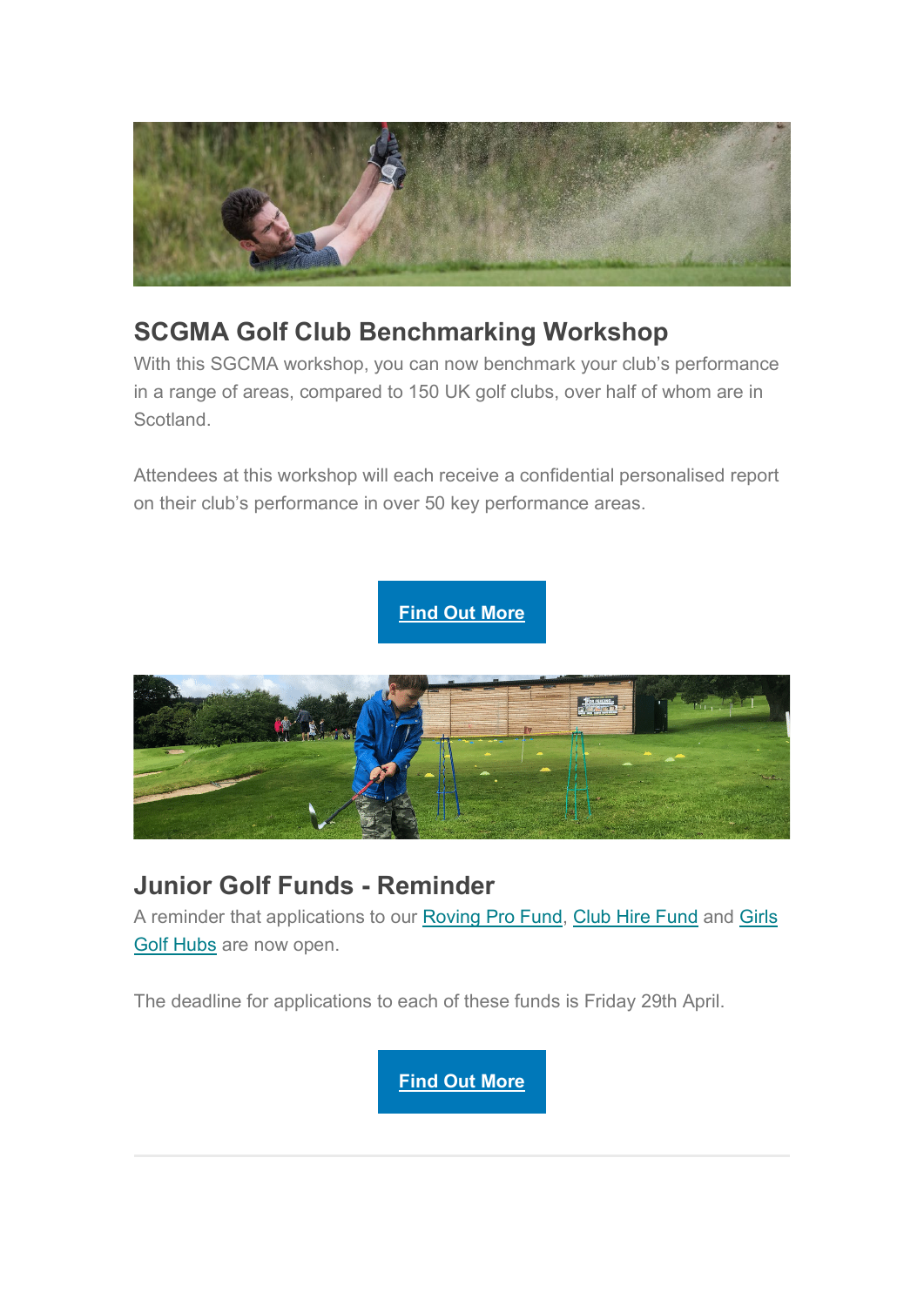## SCGMA Golf Club Benchmarking Workshop

With this SGCMA workshop, you can now benchmark your club's performance in a range of areas, compared to 150 UK golf clubs, over half of whom are in Scotland.

Attendees at this workshop will each receive a confidential personalised report on their club's performance in over 50 key performance areas.

**Find Out More**

## Junior Golf Funds - Reminder

A reminder that applications to our Roving Pro Fund, Club Hire Fund and Girls Golf Hubs are now open.

The deadline for applications to each of these funds is Friday 29th April.

**Find Out More**